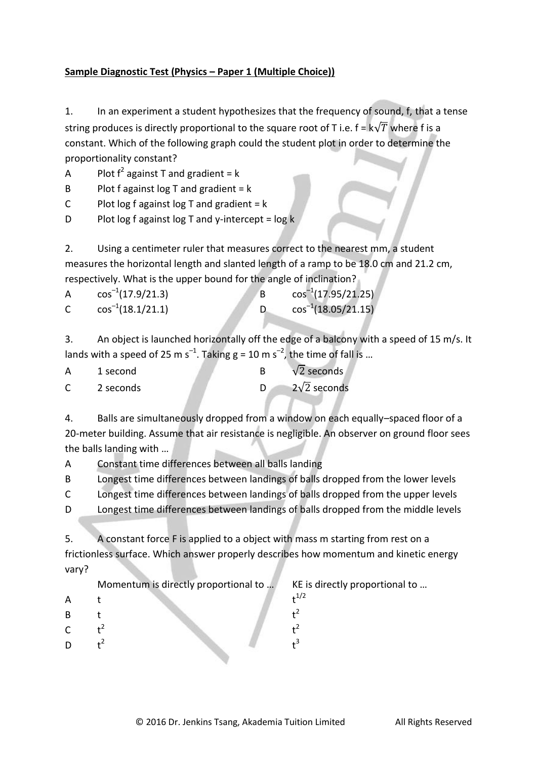**Sample Diagnostic Test (Physics – Paper 1 (Multiple Choice))**

1. In an experiment a student hypothesizes that the frequency of sound, f, that a tense string produces is directly proportional to the square root of T i.e. f = $k\sqrt{T}$ where f is a constant. Which of the following graph could the student plot in order to determine the proportionality constant?

A Plot $f^2$ against T and gradient = k

B Plot f against log T and gradient = k

C Plot log f against log T and gradient = k

D Plot log f against log T and y-intercept = log k

2. Using a centimeter ruler that measures correct to the nearest mm, a student measures the horizontal length and slanted length of a ramp to be 18.0 cm and 21.2 cm, respectively. What is the upper bound for the angle of inclination?

A $\cos^{-1}(17.9/21.3)$

B $\cos^{-1}(17.95/21.25)$

C $\cos^{-1}(18.1/21.1)$

D $\cos^{-1}(18.05/21.15)$

3. An object is launched horizontally off the edge of a balcony with a speed of 15 m/s. It lands with a speed of 25 m $s^{-1}$. Taking g = 10 m $s^{-2}$, the time of fall is …

A 1 second

B $\sqrt{2}$ seconds

C 2 seconds

D $2\sqrt{2}$ seconds

4. Balls are simultaneously dropped from a window on each equally–spaced floor of a 20-meter building. Assume that air resistance is negligible. An observer on ground floor sees the balls landing with …

A Constant time differences between all balls landing

B Longest time differences between landings of balls dropped from the lower levels

C Longest time differences between landings of balls dropped from the upper levels

D Longest time differences between landings of balls dropped from the middle levels

5. A constant force F is applied to a object with mass m starting from rest on a frictionless surface. Which answer properly describes how momentum and kinetic energy vary?

| | Momentum is directly proportional to … | KE is directly proportional to … |
|---|---|---|
| A | t | $t^{1/2}$ |
| B | t | $t^2$ |
| C | $t^2$ | $t^2$ |
| D | $t^2$ | $t^3$ |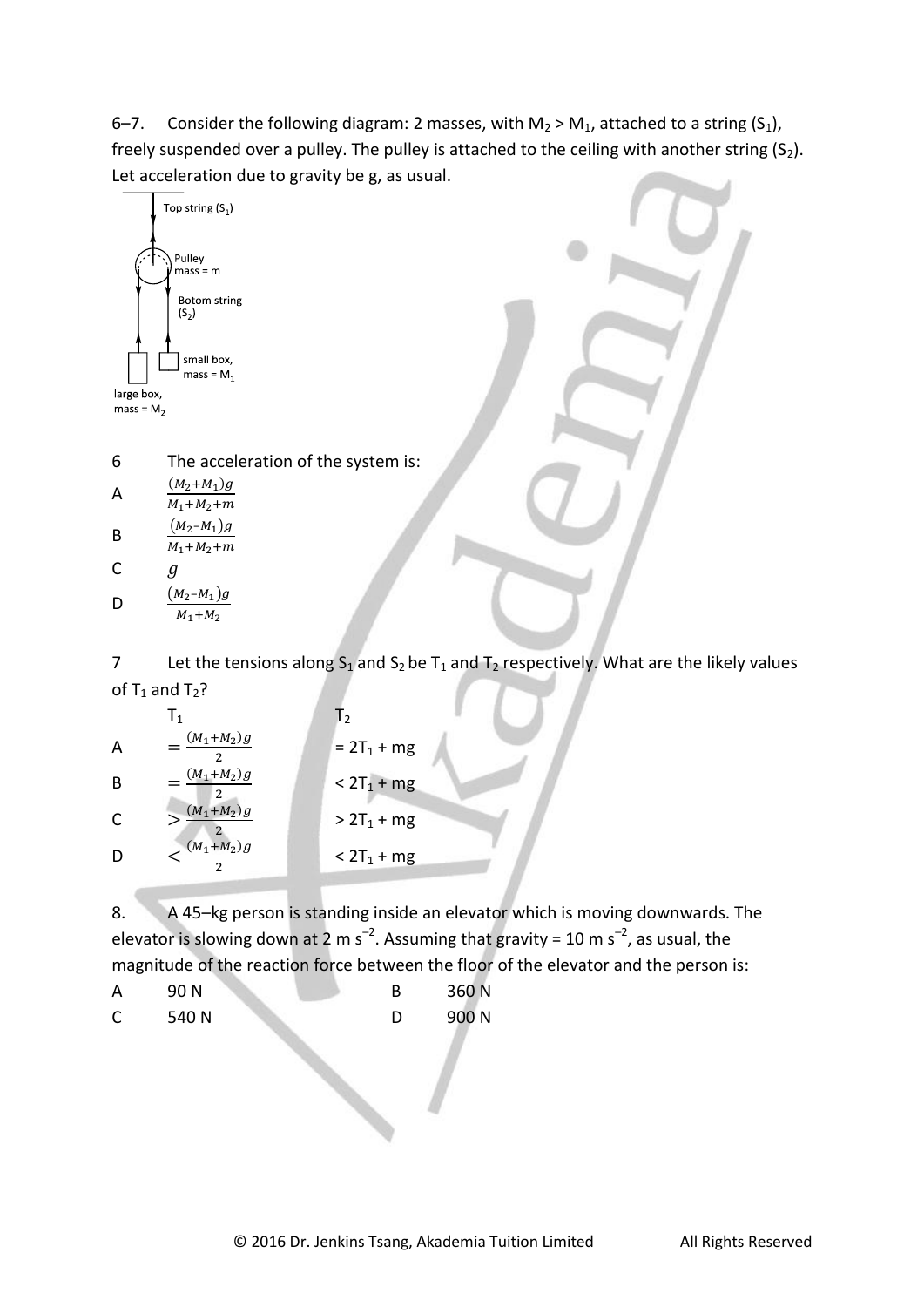6–7. Consider the following diagram: 2 masses, with $M_2 > M_1$, attached to a string ($S_1$), freely suspended over a pulley. The pulley is attached to the ceiling with another string ($S_2$). Let acceleration due to gravity be g, as usual.

6 The acceleration of the system is:

A $\frac{(M_2+M_1)g}{M_1+M_2+m}$

B $\frac{(M_2-M_1)g}{M_1+M_2+m}$

C $g$

D $\frac{(M_2-M_1)g}{M_1+M_2}$

7 Let the tensions along $S_1$ and $S_2$ be $T_1$ and $T_2$ respectively. What are the likely values of $T_1$ and $T_2$?

| | $T_1$ | $T_2$ |
|---|---|---|
| A | $= \frac{(M_1+M_2)g}{2}$ | $= 2T_1 + mg$ |
| B | $= \frac{(M_1+M_2)g}{2}$ | $< 2T_1 + mg$ |
| C | $> \frac{(M_1+M_2)g}{2}$ | $> 2T_1 + mg$ |
| D | $< \frac{(M_1+M_2)g}{2}$ | $< 2T_1 + mg$ |

8. A 45–kg person is standing inside an elevator which is moving downwards. The elevator is slowing down at 2 m s$^{-2}$. Assuming that gravity = 10 m s$^{-2}$, as usual, the magnitude of the reaction force between the floor of the elevator and the person is:

A 90 N

B 360 N

C 540 N

D 900 N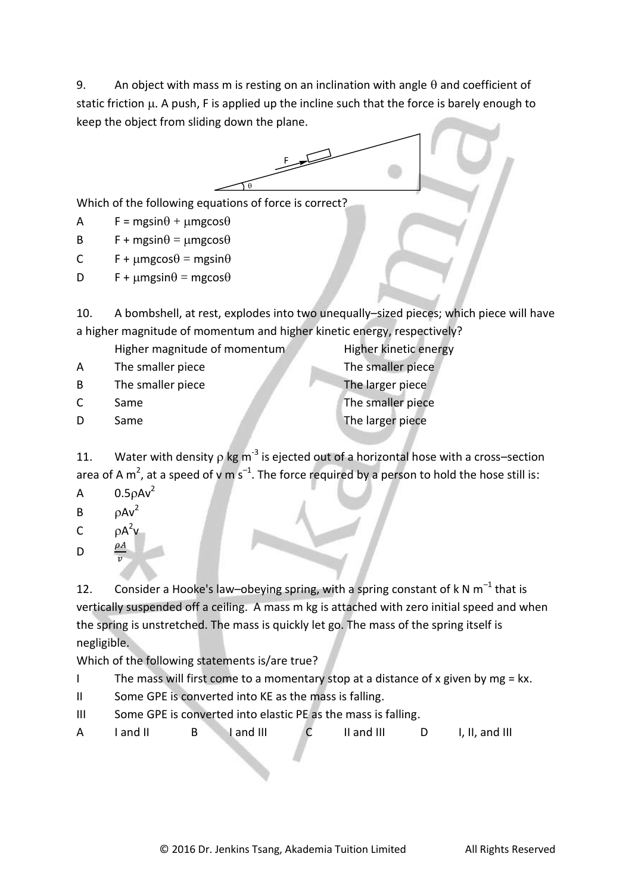9. An object with mass m is resting on an inclination with angle $\theta$ and coefficient of static friction $\mu$. A push, F is applied up the incline such that the force is barely enough to keep the object from sliding down the plane.

Which of the following equations of force is correct?

A $F = mg\sin\theta + \mu mg\cos\theta$

B $F + mg\sin\theta = \mu mg\cos\theta$

C $F + \mu mg\cos\theta = mg\sin\theta$

D $F + \mu mg\sin\theta = mg\cos\theta$

10. A bombshell, at rest, explodes into two unequally–sized pieces; which piece will have a higher magnitude of momentum and higher kinetic energy, respectively?

| | Higher magnitude of momentum | Higher kinetic energy |
|---|---|---|
| A | The smaller piece | The smaller piece |
| B | The smaller piece | The larger piece |
| C | Same | The smaller piece |
| D | Same | The larger piece |

11. Water with density $\rho$ kg m$^{-3}$ is ejected out of a horizontal hose with a cross–section area of A m$^2$, at a speed of v m s$^{-1}$. The force required by a person to hold the hose still is:

A $0.5\rho Av^2$

B $\rho Av^2$

C $\rho A^2v$

D $\frac{\rho A}{v}$

12. Consider a Hooke's law–obeying spring, with a spring constant of k N m$^{-1}$ that is vertically suspended off a ceiling. A mass m kg is attached with zero initial speed and when the spring is unstretched. The mass is quickly let go. The mass of the spring itself is negligible.

Which of the following statements is/are true?

I The mass will first come to a momentary stop at a distance of x given by $mg = kx$.

II Some GPE is converted into KE as the mass is falling.

III Some GPE is converted into elastic PE as the mass is falling.

A I and II  B I and III  C II and III  D I, II, and III

© 2016 Dr. Jenkins Tsang, Akademia Tuition Limited All Rights Reserved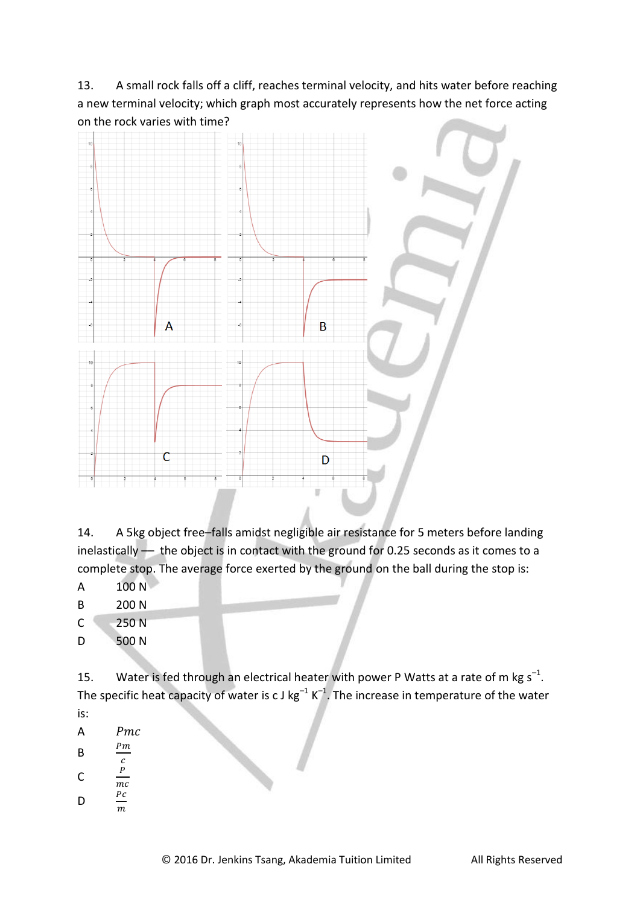13. A small rock falls off a cliff, reaches terminal velocity, and hits water before reaching a new terminal velocity; which graph most accurately represents how the net force acting on the rock varies with time?

14. A 5kg object free–falls amidst negligible air resistance for 5 meters before landing inelastically — the object is in contact with the ground for 0.25 seconds as it comes to a complete stop. The average force exerted by the ground on the ball during the stop is:

A 100 N

B 200 N

C 250 N

D 500 N

15. Water is fed through an electrical heater with power P Watts at a rate of m kg $s^{-1}$. The specific heat capacity of water is c J $kg^{-1}$ $K^{-1}$. The increase in temperature of the water is:

A $Pmc$

B $\frac{Pm}{c}$

C $\frac{P}{mc}$

D $\frac{Pc}{m}$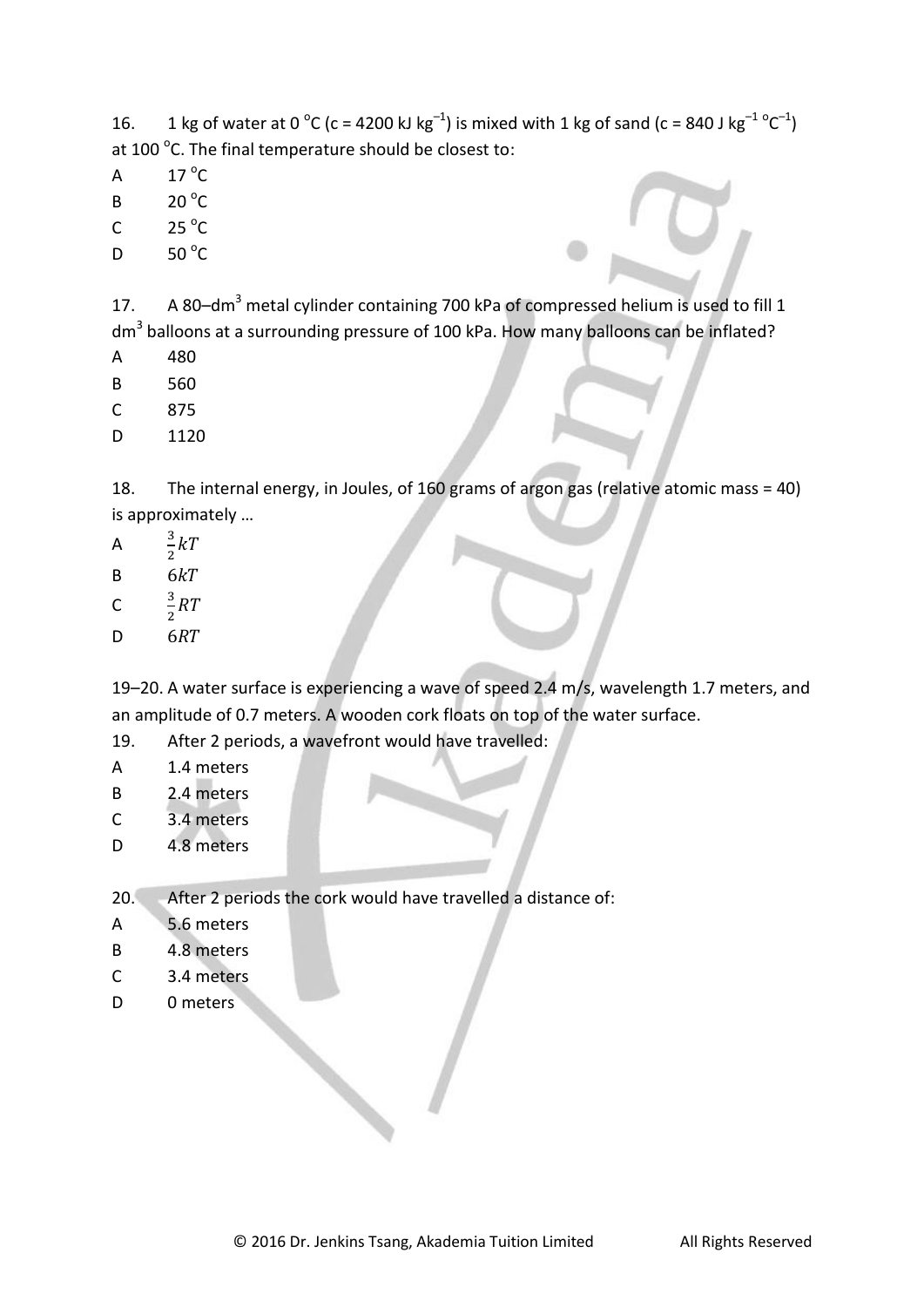16. 1 kg of water at 0 °C (c = 4200 kJ kg$^{-1}$) is mixed with 1 kg of sand (c = 840 J kg$^{-1}$ °C$^{-1}$) at 100 °C. The final temperature should be closest to:

A 17 °C

B 20 °C

C 25 °C

D 50 °C

17. A 80–dm$^3$ metal cylinder containing 700 kPa of compressed helium is used to fill 1 dm$^3$ balloons at a surrounding pressure of 100 kPa. How many balloons can be inflated?

A 480

B 560

C 875

D 1120

18. The internal energy, in Joules, of 160 grams of argon gas (relative atomic mass = 40) is approximately …

A $\frac{3}{2}kT$

B $6kT$

C $\frac{3}{2}RT$

D $6RT$

19–20. A water surface is experiencing a wave of speed 2.4 m/s, wavelength 1.7 meters, and an amplitude of 0.7 meters. A wooden cork floats on top of the water surface.

19. After 2 periods, a wavefront would have travelled:

A 1.4 meters

B 2.4 meters

C 3.4 meters

D 4.8 meters

20. After 2 periods the cork would have travelled a distance of:

A 5.6 meters

B 4.8 meters

C 3.4 meters

D 0 meters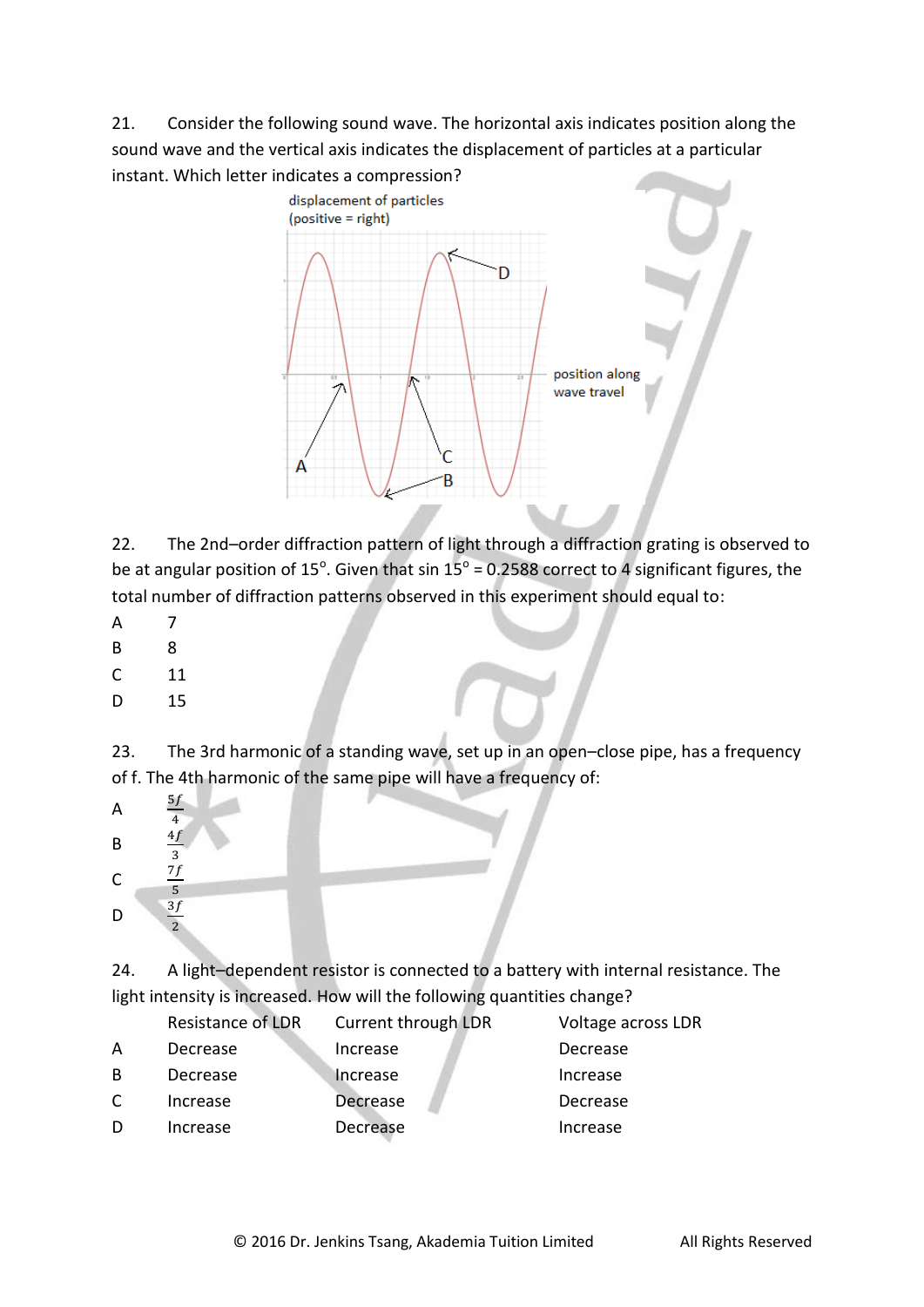21. Consider the following sound wave. The horizontal axis indicates position along the sound wave and the vertical axis indicates the displacement of particles at a particular instant. Which letter indicates a compression?

displacement of particles (positive = right)

position along wave travel

A B C D

22. The 2nd–order diffraction pattern of light through a diffraction grating is observed to be at angular position of 15°. Given that sin 15° = 0.2588 correct to 4 significant figures, the total number of diffraction patterns observed in this experiment should equal to:

A 7

B 8

C 11

D 15

23. The 3rd harmonic of a standing wave, set up in an open–close pipe, has a frequency of f. The 4th harmonic of the same pipe will have a frequency of:

A $\frac{5f}{4}$

B $\frac{4f}{3}$

C $\frac{7f}{5}$

D $\frac{3f}{2}$

24. A light–dependent resistor is connected to a battery with internal resistance. The light intensity is increased. How will the following quantities change?

| | Resistance of LDR | Current through LDR | Voltage across LDR |
|---|---|---|---|
| A | Decrease | Increase | Decrease |
| B | Decrease | Increase | Increase |
| C | Increase | Decrease | Decrease |
| D | Increase | Decrease | Increase |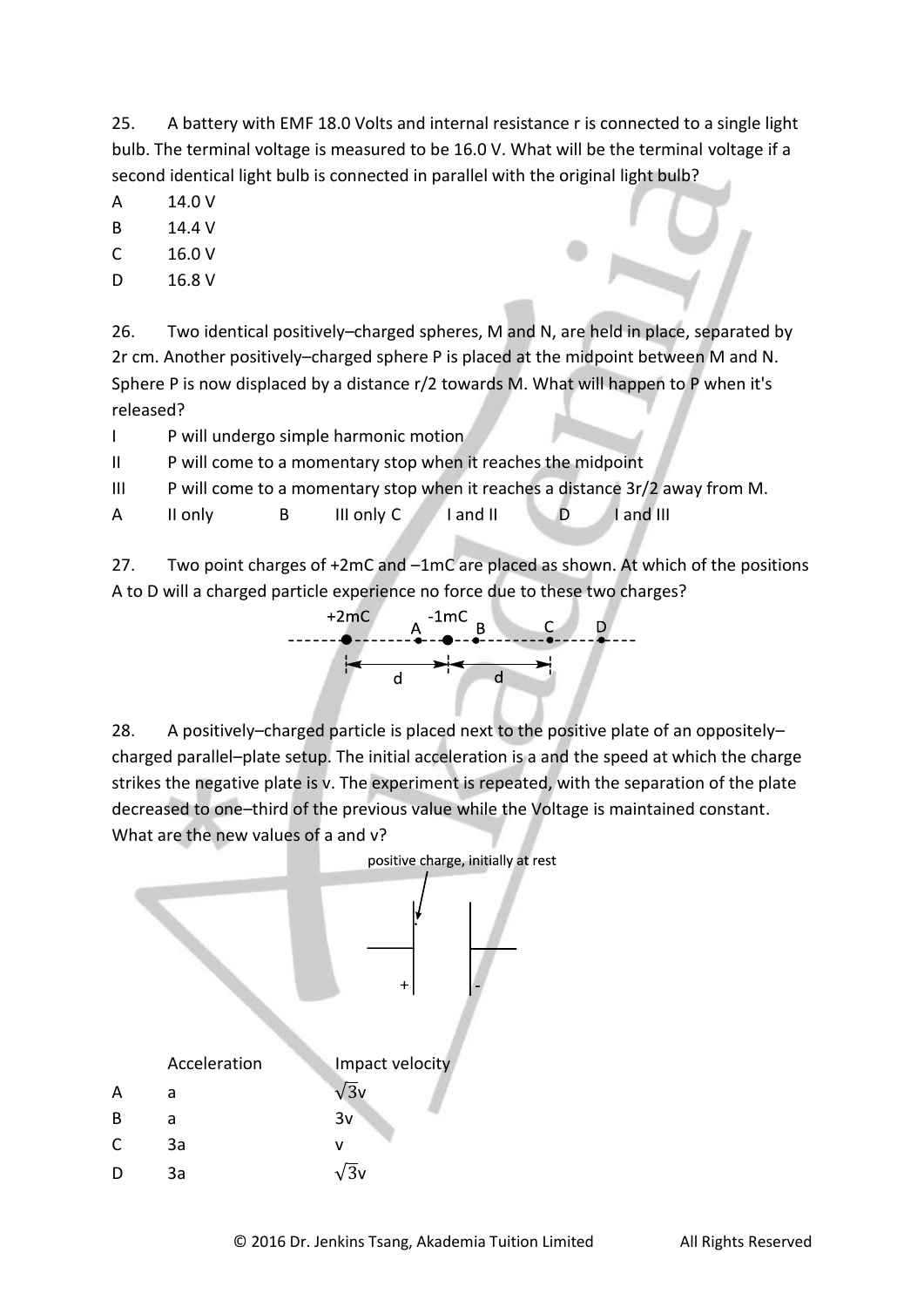25. A battery with EMF 18.0 Volts and internal resistance r is connected to a single light bulb. The terminal voltage is measured to be 16.0 V. What will be the terminal voltage if a second identical light bulb is connected in parallel with the original light bulb?

A 14.0 V

B 14.4 V

C 16.0 V

D 16.8 V

26. Two identical positively–charged spheres, M and N, are held in place, separated by 2r cm. Another positively–charged sphere P is placed at the midpoint between M and N. Sphere P is now displaced by a distance r/2 towards M. What will happen to P when it's released?

I P will undergo simple harmonic motion

II P will come to a momentary stop when it reaches the midpoint

III P will come to a momentary stop when it reaches a distance 3r/2 away from M.

A II only B III only C I and II D I and III

27. Two point charges of +2mC and –1mC are placed as shown. At which of the positions A to D will a charged particle experience no force due to these two charges?

+2mC A -1mC B C D

d d

28. A positively–charged particle is placed next to the positive plate of an oppositely–charged parallel–plate setup. The initial acceleration is a and the speed at which the charge strikes the negative plate is v. The experiment is repeated, with the separation of the plate decreased to one–third of the previous value while the Voltage is maintained constant. What are the new values of a and v?

positive charge, initially at rest

+ -

| | Acceleration | Impact velocity |
|---|---|---|
| A | a | $\sqrt{3}$v |
| B | a | 3v |
| C | 3a | v |
| D | 3a | $\sqrt{3}$v |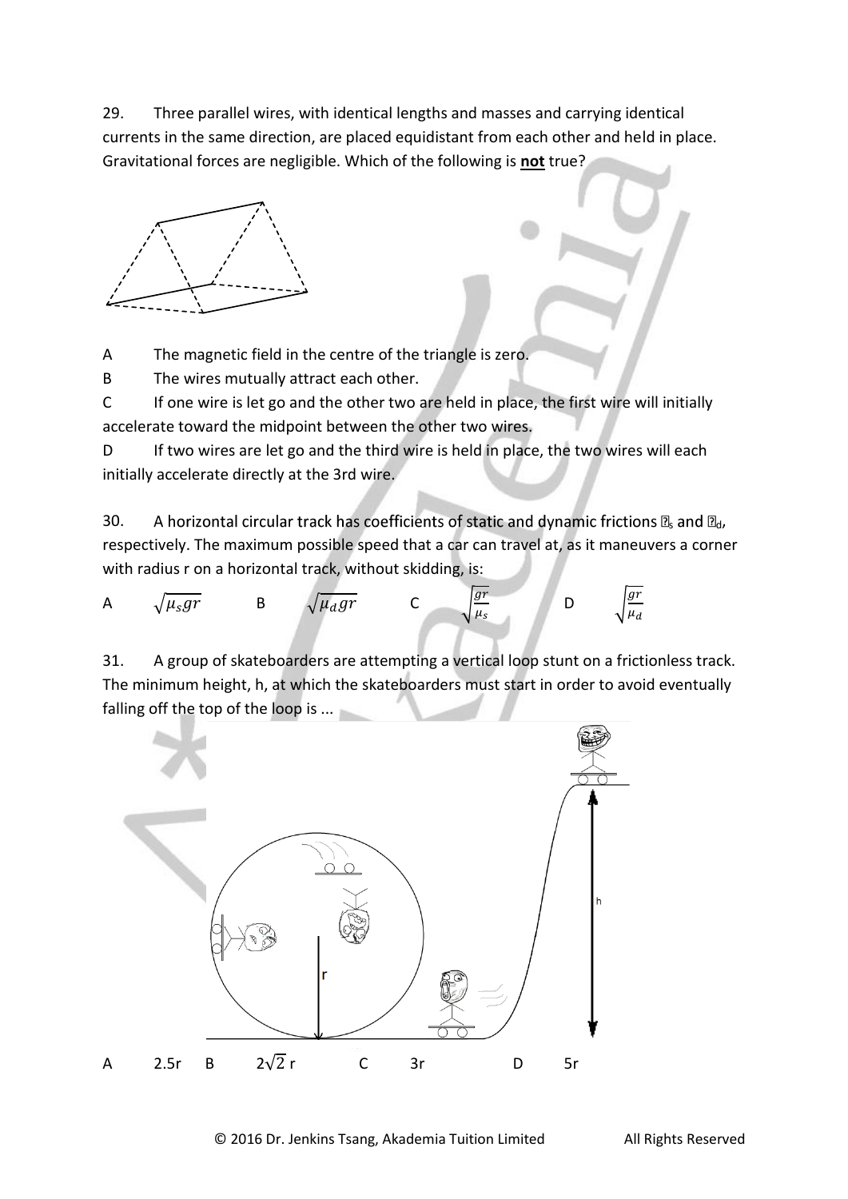29. Three parallel wires, with identical lengths and masses and carrying identical currents in the same direction, are placed equidistant from each other and held in place. Gravitational forces are negligible. Which of the following is **not** true?

A The magnetic field in the centre of the triangle is zero.

B The wires mutually attract each other.

C If one wire is let go and the other two are held in place, the first wire will initially accelerate toward the midpoint between the other two wires.

D If two wires are let go and the third wire is held in place, the two wires will each initially accelerate directly at the 3rd wire.

30. A horizontal circular track has coefficients of static and dynamic frictions $\mu_s$ and $\mu_d$, respectively. The maximum possible speed that a car can travel at, as it maneuvers a corner with radius r on a horizontal track, without skidding, is:

A $\sqrt{\mu_s g r}$ B $\sqrt{\mu_d g r}$ C $\sqrt{\frac{gr}{\mu_s}}$ D $\sqrt{\frac{gr}{\mu_d}}$

31. A group of skateboarders are attempting a vertical loop stunt on a frictionless track. The minimum height, h, at which the skateboarders must start in order to avoid eventually falling off the top of the loop is ...

A 2.5r B $2\sqrt{2}$ r C 3r D 5r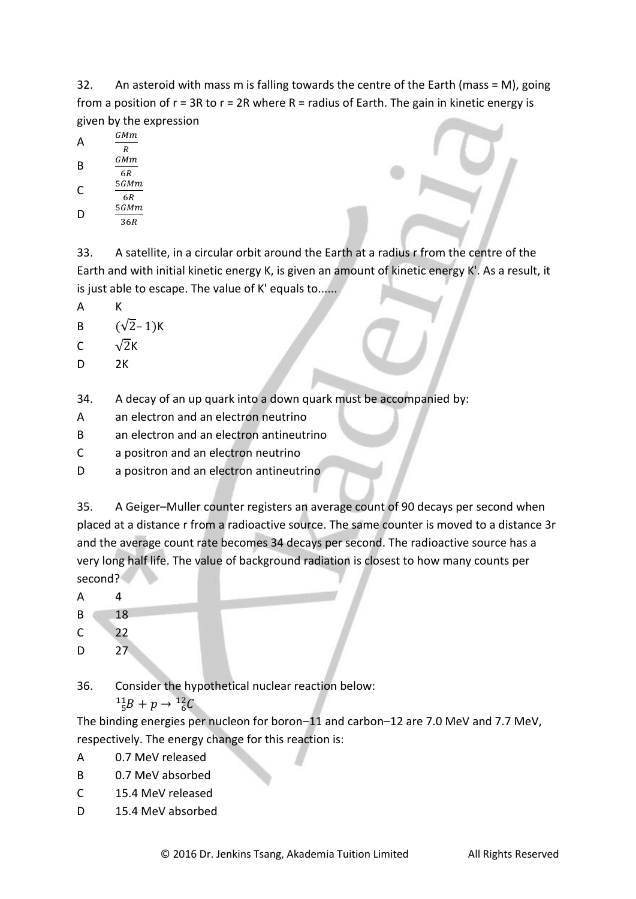32. An asteroid with mass m is falling towards the centre of the Earth (mass = M), going from a position of r = 3R to r = 2R where R = radius of Earth. The gain in kinetic energy is given by the expression

A $\frac{GMm}{R}$

B $\frac{GMm}{6R}$

C $\frac{5GMm}{6R}$

D $\frac{5GMm}{36R}$

33. A satellite, in a circular orbit around the Earth at a radius r from the centre of the Earth and with initial kinetic energy K, is given an amount of kinetic energy K'. As a result, it is just able to escape. The value of K' equals to......

A K

B $(\sqrt{2}-1)$K

C $\sqrt{2}$K

D 2K

34. A decay of an up quark into a down quark must be accompanied by:

A an electron and an electron neutrino

B an electron and an electron antineutrino

C a positron and an electron neutrino

D a positron and an electron antineutrino

35. A Geiger–Muller counter registers an average count of 90 decays per second when placed at a distance r from a radioactive source. The same counter is moved to a distance 3r and the average count rate becomes 34 decays per second. The radioactive source has a very long half life. The value of background radiation is closest to how many counts per second?

A 4

B 18

C 22

D 27

36. Consider the hypothetical nuclear reaction below:

$^{11}_{5}B + p \rightarrow {}^{12}_{6}C$

The binding energies per nucleon for boron–11 and carbon–12 are 7.0 MeV and 7.7 MeV, respectively. The energy change for this reaction is:

A 0.7 MeV released

B 0.7 MeV absorbed

C 15.4 MeV released

D 15.4 MeV absorbed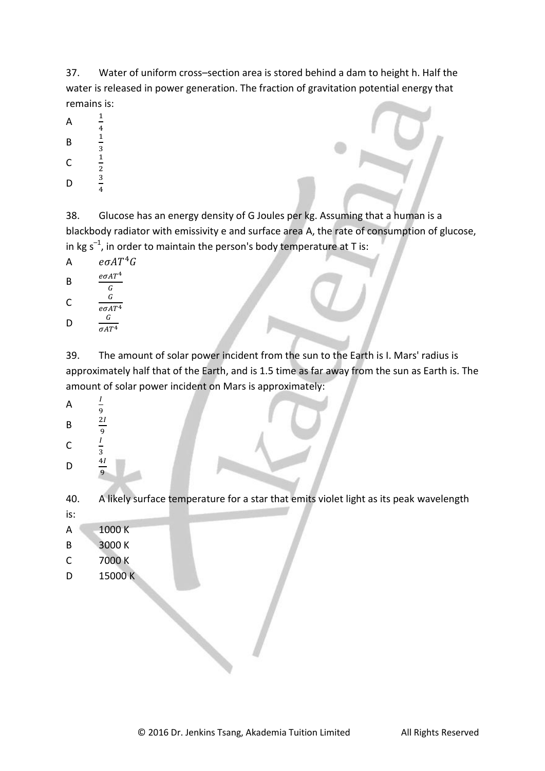37. Water of uniform cross–section area is stored behind a dam to height h. Half the water is released in power generation. The fraction of gravitation potential energy that remains is:

A $\frac{1}{4}$

B $\frac{1}{3}$

C $\frac{1}{2}$

D $\frac{3}{4}$

38. Glucose has an energy density of G Joules per kg. Assuming that a human is a blackbody radiator with emissivity e and surface area A, the rate of consumption of glucose, in kg $s^{-1}$, in order to maintain the person's body temperature at T is:

A $e\sigma AT^4G$

B $\frac{e\sigma AT^4}{G}$

C $\frac{G}{e\sigma AT^4}$

D $\frac{G}{\sigma AT^4}$

39. The amount of solar power incident from the sun to the Earth is I. Mars' radius is approximately half that of the Earth, and is 1.5 time as far away from the sun as Earth is. The amount of solar power incident on Mars is approximately:

A $\frac{I}{9}$

B $\frac{2I}{9}$

C $\frac{I}{3}$

D $\frac{4I}{9}$

40. A likely surface temperature for a star that emits violet light as its peak wavelength is:

A 1000 K

B 3000 K

C 7000 K

D 15000 K

© 2016 Dr. Jenkins Tsang, Akademia Tuition Limited All Rights Reserved